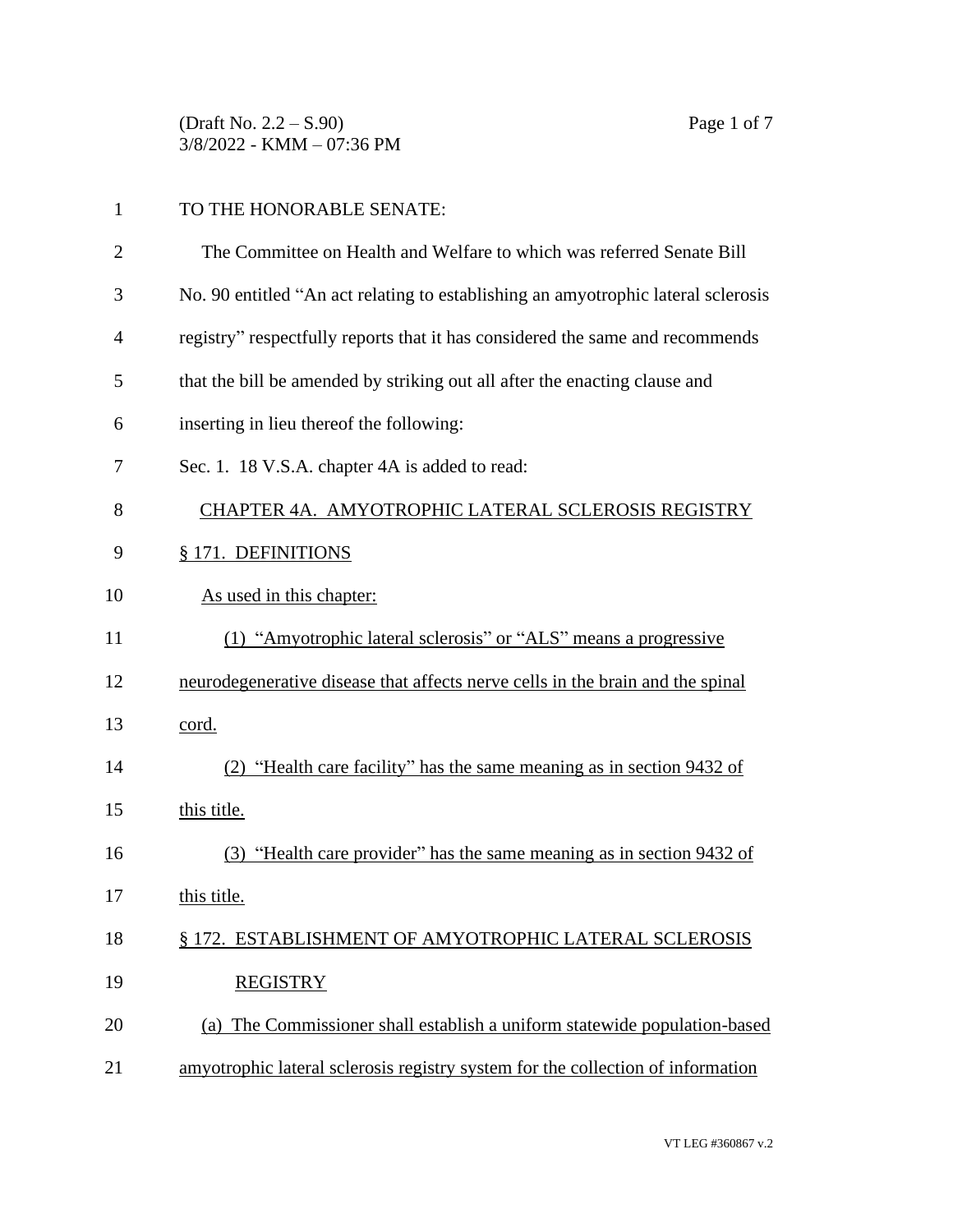TO THE HONORABLE SENATE:

The Committee on Health and Welfare to which was referred Senate Bill No. 90 entitled "An act relating to establishing an amyotrophic lateral sclerosis registry" respectfully reports that it has considered the same and recommends that the bill be amended by striking out all after the enacting clause and inserting in lieu thereof the following:

Sec. 1. 18 V.S.A. chapter 4A is added to read:

CHAPTER 4A. AMYOTROPHIC LATERAL SCLEROSIS REGISTRY

§ 171. DEFINITIONS

As used in this chapter:

(1) "Amyotrophic lateral sclerosis" or "ALS" means a progressive neurodegenerative disease that affects nerve cells in the brain and the spinal cord.

(2) "Health care facility" has the same meaning as in section 9432 of this title.

(3) "Health care provider" has the same meaning as in section 9432 of this title.

§ 172. ESTABLISHMENT OF AMYOTROPHIC LATERAL SCLEROSIS REGISTRY

(a) The Commissioner shall establish a uniform statewide population-based amyotrophic lateral sclerosis registry system for the collection of information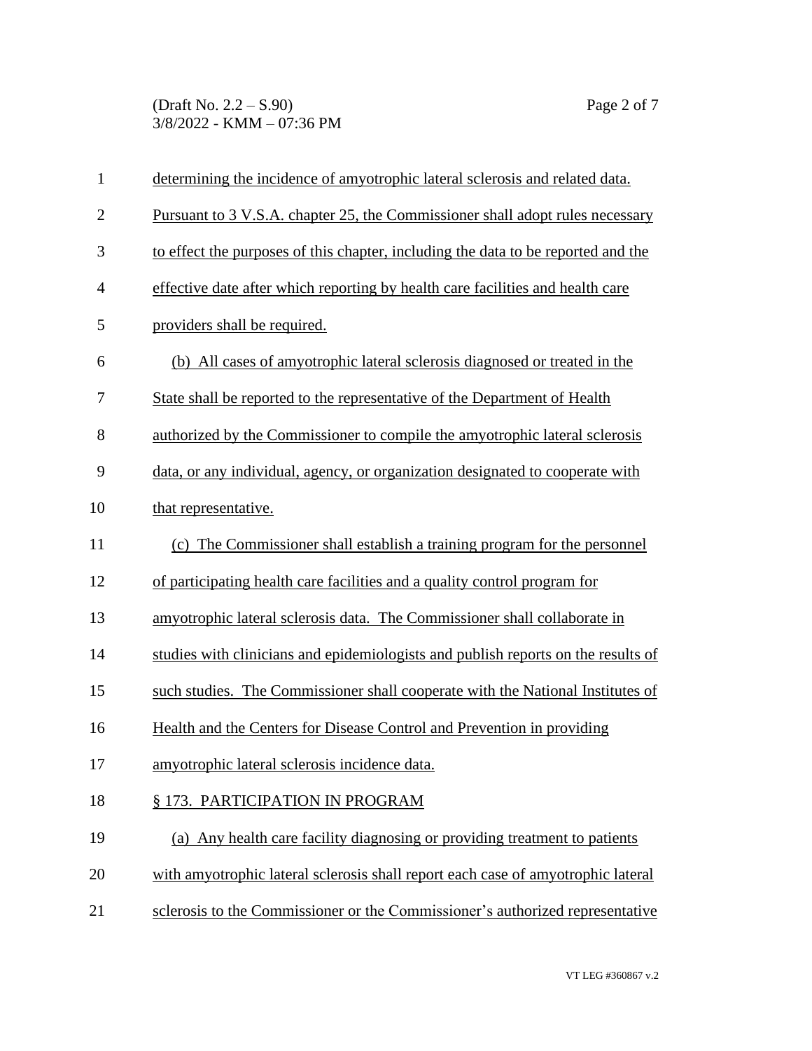determining the incidence of amyotrophic lateral sclerosis and related data. Pursuant to 3 V.S.A. chapter 25, the Commissioner shall adopt rules necessary to effect the purposes of this chapter, including the data to be reported and the effective date after which reporting by health care facilities and health care providers shall be required.

(b) All cases of amyotrophic lateral sclerosis diagnosed or treated in the State shall be reported to the representative of the Department of Health authorized by the Commissioner to compile the amyotrophic lateral sclerosis data, or any individual, agency, or organization designated to cooperate with that representative.

(c) The Commissioner shall establish a training program for the personnel of participating health care facilities and a quality control program for amyotrophic lateral sclerosis data. The Commissioner shall collaborate in studies with clinicians and epidemiologists and publish reports on the results of such studies. The Commissioner shall cooperate with the National Institutes of Health and the Centers for Disease Control and Prevention in providing amyotrophic lateral sclerosis incidence data.

§ 173. PARTICIPATION IN PROGRAM

(a) Any health care facility diagnosing or providing treatment to patients with amyotrophic lateral sclerosis shall report each case of amyotrophic lateral sclerosis to the Commissioner or the Commissioner's authorized representative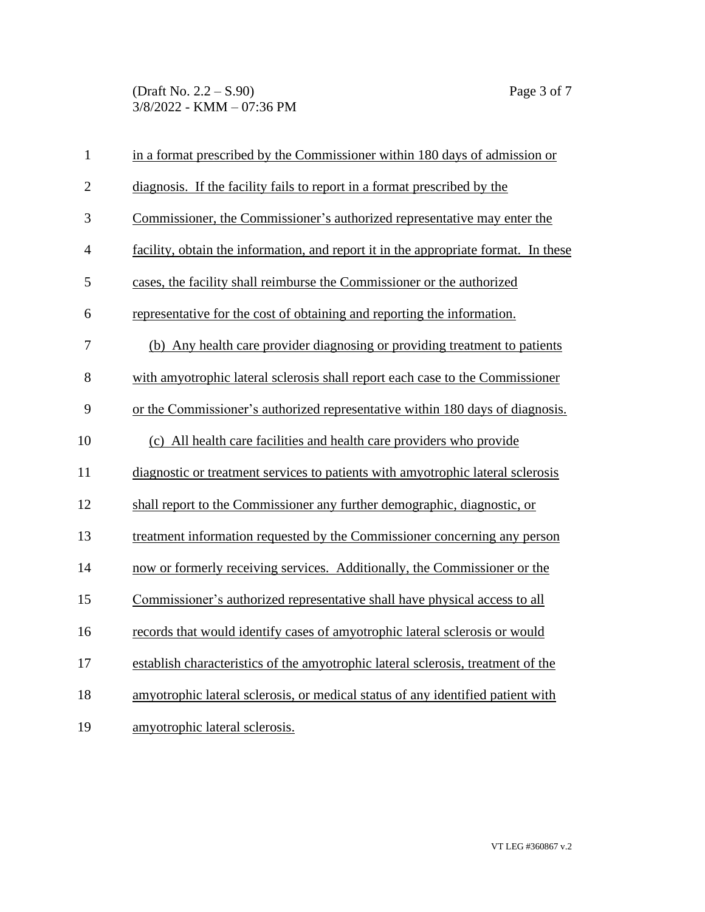in a format prescribed by the Commissioner within 180 days of admission or diagnosis. If the facility fails to report in a format prescribed by the Commissioner, the Commissioner's authorized representative may enter the facility, obtain the information, and report it in the appropriate format. In these cases, the facility shall reimburse the Commissioner or the authorized representative for the cost of obtaining and reporting the information.

(b) Any health care provider diagnosing or providing treatment to patients with amyotrophic lateral sclerosis shall report each case to the Commissioner or the Commissioner's authorized representative within 180 days of diagnosis.

(c) All health care facilities and health care providers who provide diagnostic or treatment services to patients with amyotrophic lateral sclerosis shall report to the Commissioner any further demographic, diagnostic, or treatment information requested by the Commissioner concerning any person now or formerly receiving services. Additionally, the Commissioner or the Commissioner's authorized representative shall have physical access to all records that would identify cases of amyotrophic lateral sclerosis or would establish characteristics of the amyotrophic lateral sclerosis, treatment of the amyotrophic lateral sclerosis, or medical status of any identified patient with amyotrophic lateral sclerosis.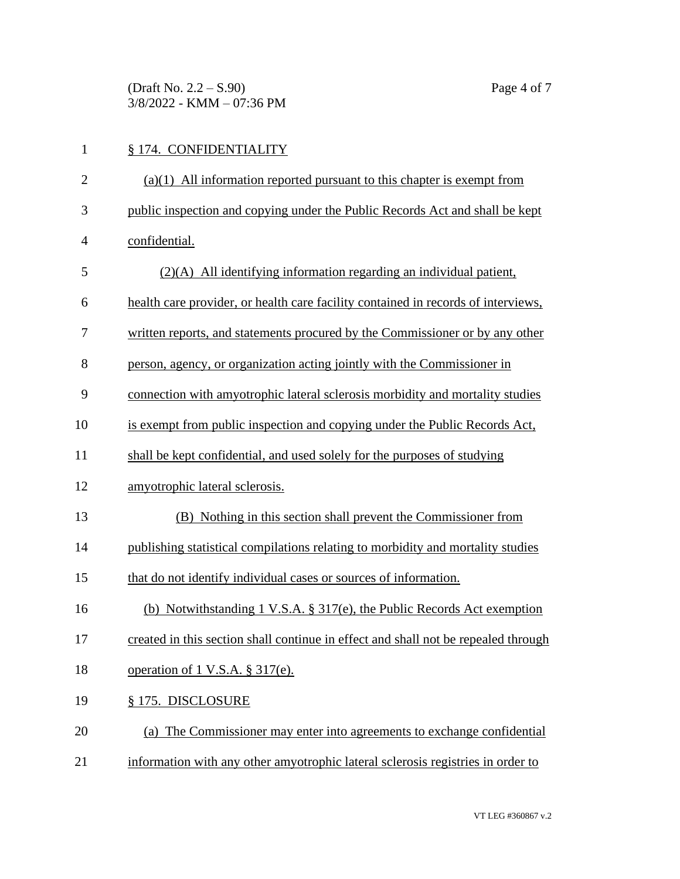§ 174. CONFIDENTIALITY

(a)(1) All information reported pursuant to this chapter is exempt from public inspection and copying under the Public Records Act and shall be kept confidential.

(2)(A) All identifying information regarding an individual patient, health care provider, or health care facility contained in records of interviews, written reports, and statements procured by the Commissioner or by any other person, agency, or organization acting jointly with the Commissioner in connection with amyotrophic lateral sclerosis morbidity and mortality studies is exempt from public inspection and copying under the Public Records Act, shall be kept confidential, and used solely for the purposes of studying amyotrophic lateral sclerosis.

(B) Nothing in this section shall prevent the Commissioner from publishing statistical compilations relating to morbidity and mortality studies that do not identify individual cases or sources of information.

(b) Notwithstanding 1 V.S.A. § 317(e), the Public Records Act exemption created in this section shall continue in effect and shall not be repealed through operation of 1 V.S.A. § 317(e).

§ 175. DISCLOSURE

(a) The Commissioner may enter into agreements to exchange confidential information with any other amyotrophic lateral sclerosis registries in order to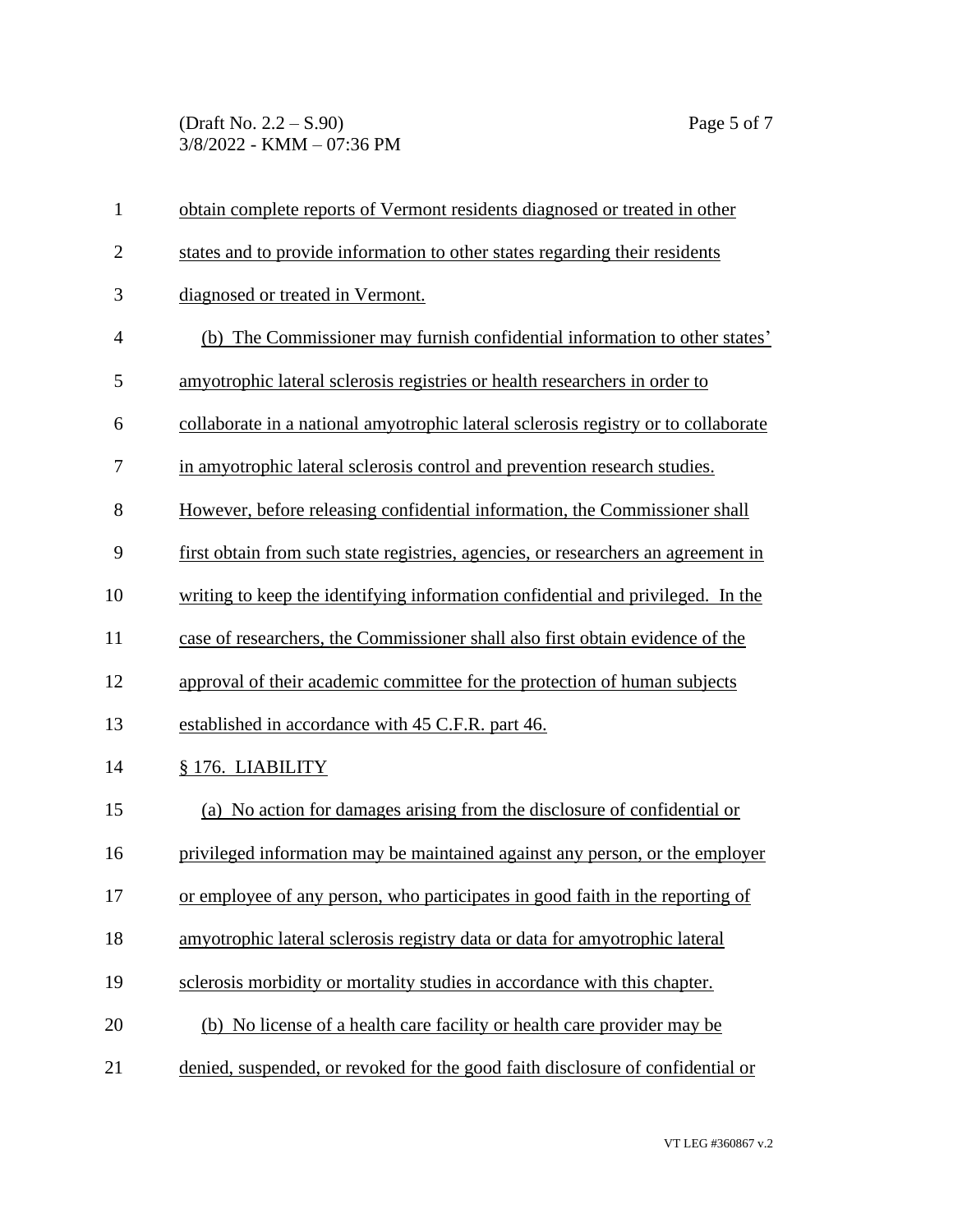obtain complete reports of Vermont residents diagnosed or treated in other states and to provide information to other states regarding their residents diagnosed or treated in Vermont.

(b) The Commissioner may furnish confidential information to other states' amyotrophic lateral sclerosis registries or health researchers in order to collaborate in a national amyotrophic lateral sclerosis registry or to collaborate in amyotrophic lateral sclerosis control and prevention research studies. However, before releasing confidential information, the Commissioner shall first obtain from such state registries, agencies, or researchers an agreement in writing to keep the identifying information confidential and privileged. In the case of researchers, the Commissioner shall also first obtain evidence of the approval of their academic committee for the protection of human subjects established in accordance with 45 C.F.R. part 46.

§ 176. LIABILITY

(a) No action for damages arising from the disclosure of confidential or privileged information may be maintained against any person, or the employer or employee of any person, who participates in good faith in the reporting of amyotrophic lateral sclerosis registry data or data for amyotrophic lateral sclerosis morbidity or mortality studies in accordance with this chapter.

(b) No license of a health care facility or health care provider may be denied, suspended, or revoked for the good faith disclosure of confidential or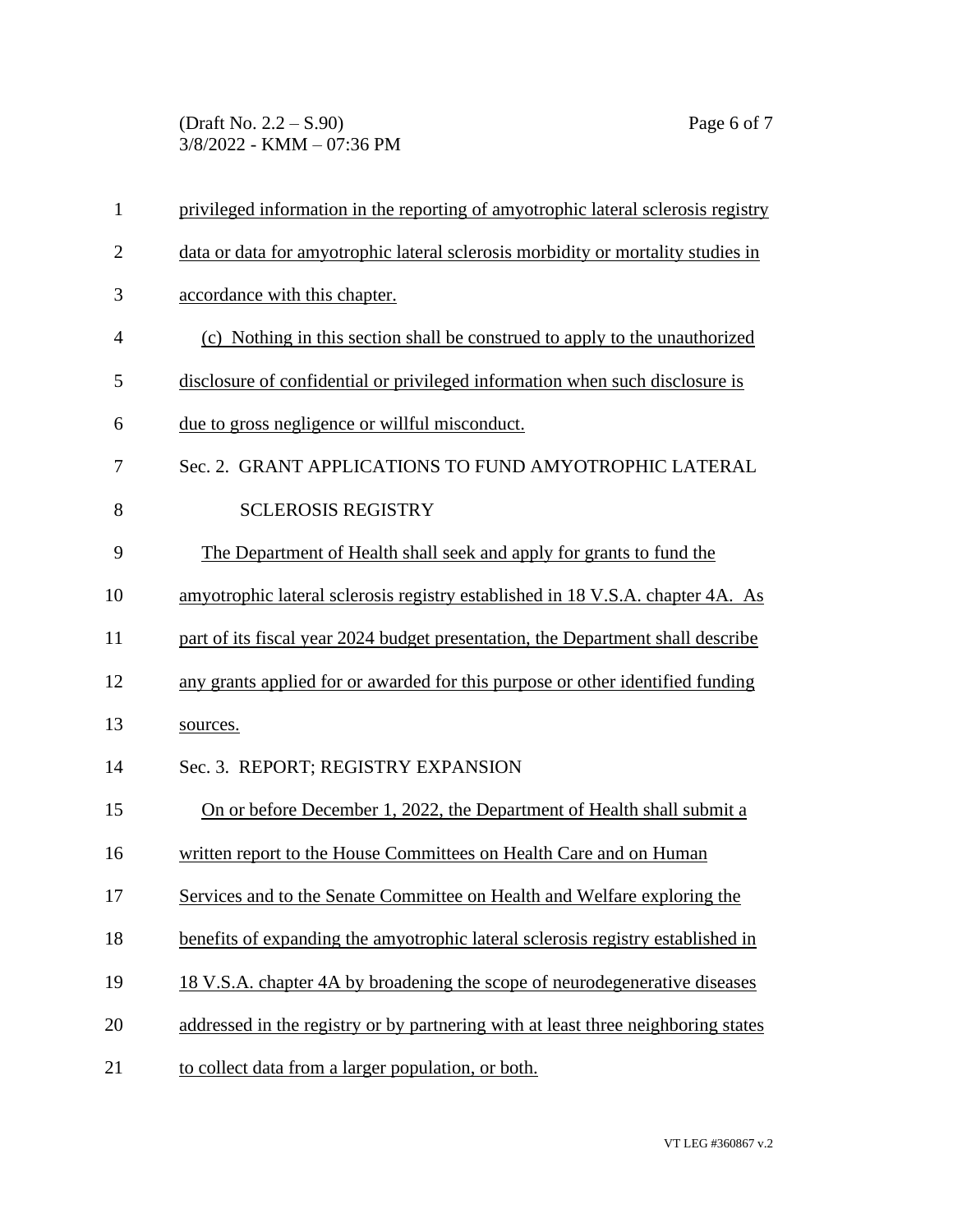privileged information in the reporting of amyotrophic lateral sclerosis registry data or data for amyotrophic lateral sclerosis morbidity or mortality studies in accordance with this chapter.

(c) Nothing in this section shall be construed to apply to the unauthorized disclosure of confidential or privileged information when such disclosure is due to gross negligence or willful misconduct.

Sec. 2. GRANT APPLICATIONS TO FUND AMYOTROPHIC LATERAL SCLEROSIS REGISTRY

The Department of Health shall seek and apply for grants to fund the amyotrophic lateral sclerosis registry established in 18 V.S.A. chapter 4A. As part of its fiscal year 2024 budget presentation, the Department shall describe any grants applied for or awarded for this purpose or other identified funding sources.

Sec. 3. REPORT; REGISTRY EXPANSION

On or before December 1, 2022, the Department of Health shall submit a written report to the House Committees on Health Care and on Human Services and to the Senate Committee on Health and Welfare exploring the benefits of expanding the amyotrophic lateral sclerosis registry established in 18 V.S.A. chapter 4A by broadening the scope of neurodegenerative diseases addressed in the registry or by partnering with at least three neighboring states to collect data from a larger population, or both.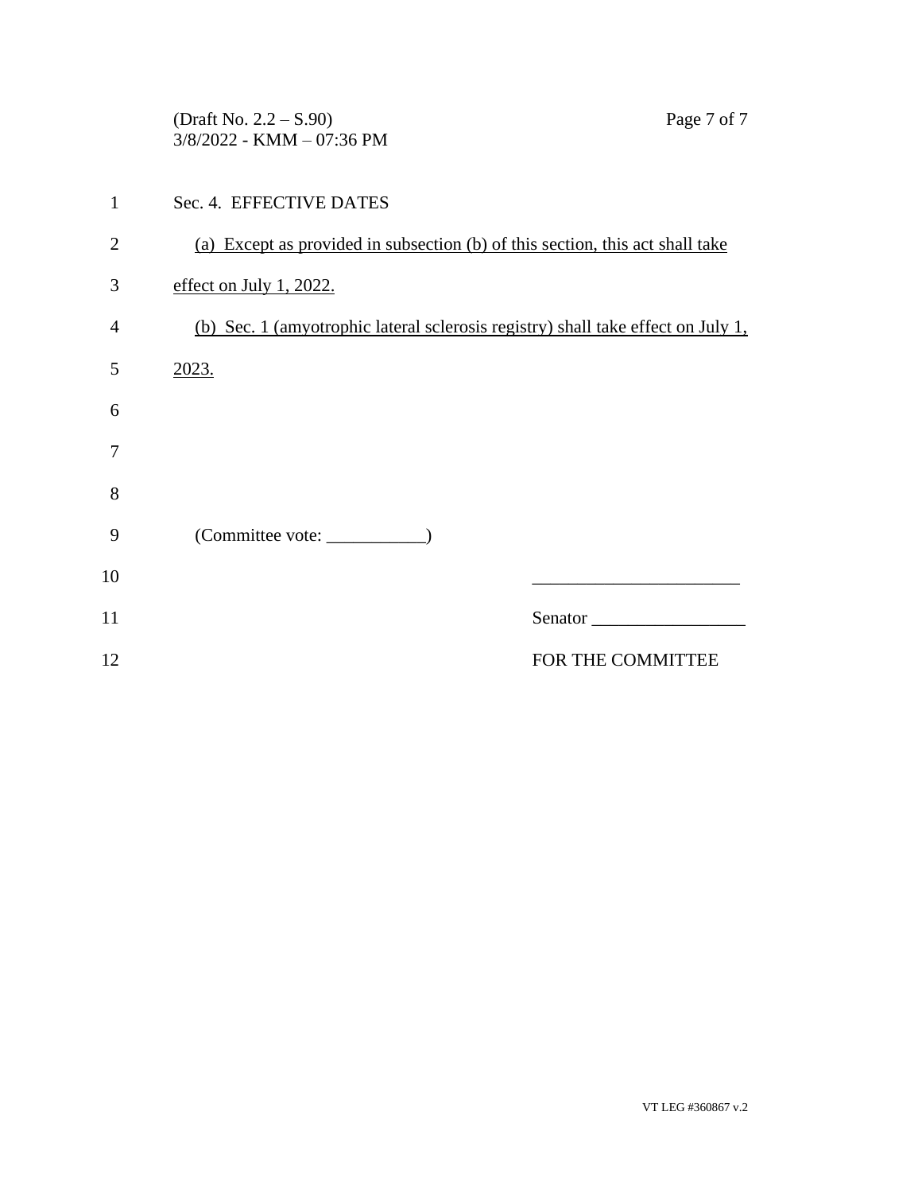Sec. 4. EFFECTIVE DATES

(a) Except as provided in subsection (b) of this section, this act shall take effect on July 1, 2022.

(b) Sec. 1 (amyotrophic lateral sclerosis registry) shall take effect on July 1, 2023.

(Committee vote: ___________)

_______________________

Senator _________________

FOR THE COMMITTEE